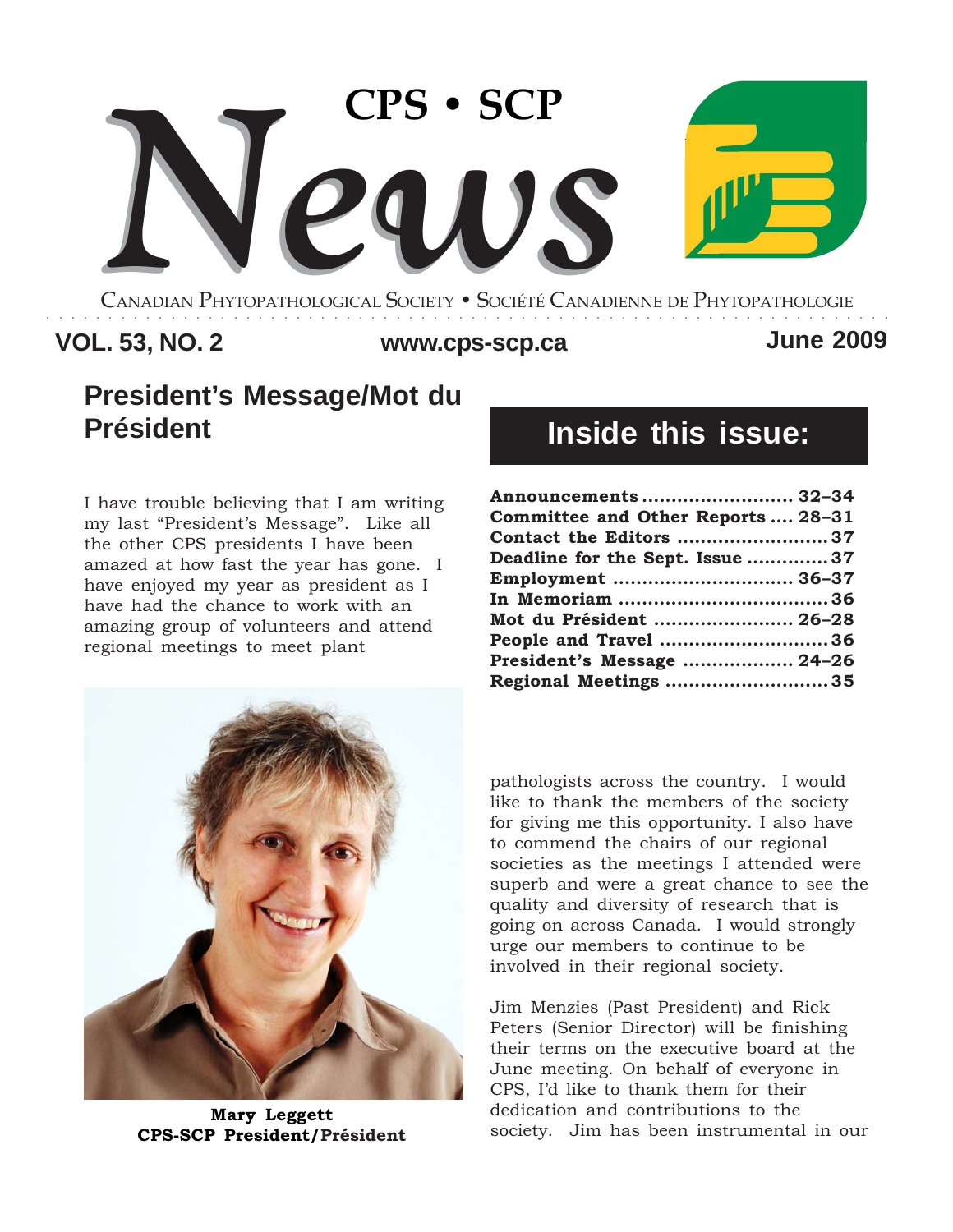# CPS • SCP News

CANADIAN PHYTOPATHOLOGICAL SOCIETY • SOCIÉTÉ CANADIENNE DE PHYTOPATHOLOGIE

**VOL. 53, NO. 2** **www.cps-scp.ca** **June 2009**

## Inside this issue:

| | |
|---|---|
| **Announcements** | **32–34** |
| **Committee and Other Reports** | **28–31** |
| **Contact the Editors** | **37** |
| **Deadline for the Sept. Issue** | **37** |
| **Employment** | **36–37** |
| **In Memoriam** | **36** |
| **Mot du Président** | **26–28** |
| **People and Travel** | **36** |
| **President's Message** | **24–26** |
| **Regional Meetings** | **35** |

## President's Message/Mot du Président

I have trouble believing that I am writing my last "President's Message". Like all the other CPS presidents I have been amazed at how fast the year has gone. I have enjoyed my year as president as I have had the chance to work with an amazing group of volunteers and attend regional meetings to meet plant pathologists across the country. I would like to thank the members of the society for giving me this opportunity. I also have to commend the chairs of our regional societies as the meetings I attended were superb and were a great chance to see the quality and diversity of research that is going on across Canada. I would strongly urge our members to continue to be involved in their regional society.

**Mary Leggett**
**CPS-SCP President/Président**

Jim Menzies (Past President) and Rick Peters (Senior Director) will be finishing their terms on the executive board at the June meeting. On behalf of everyone in CPS, I'd like to thank them for their dedication and contributions to the society. Jim has been instrumental in our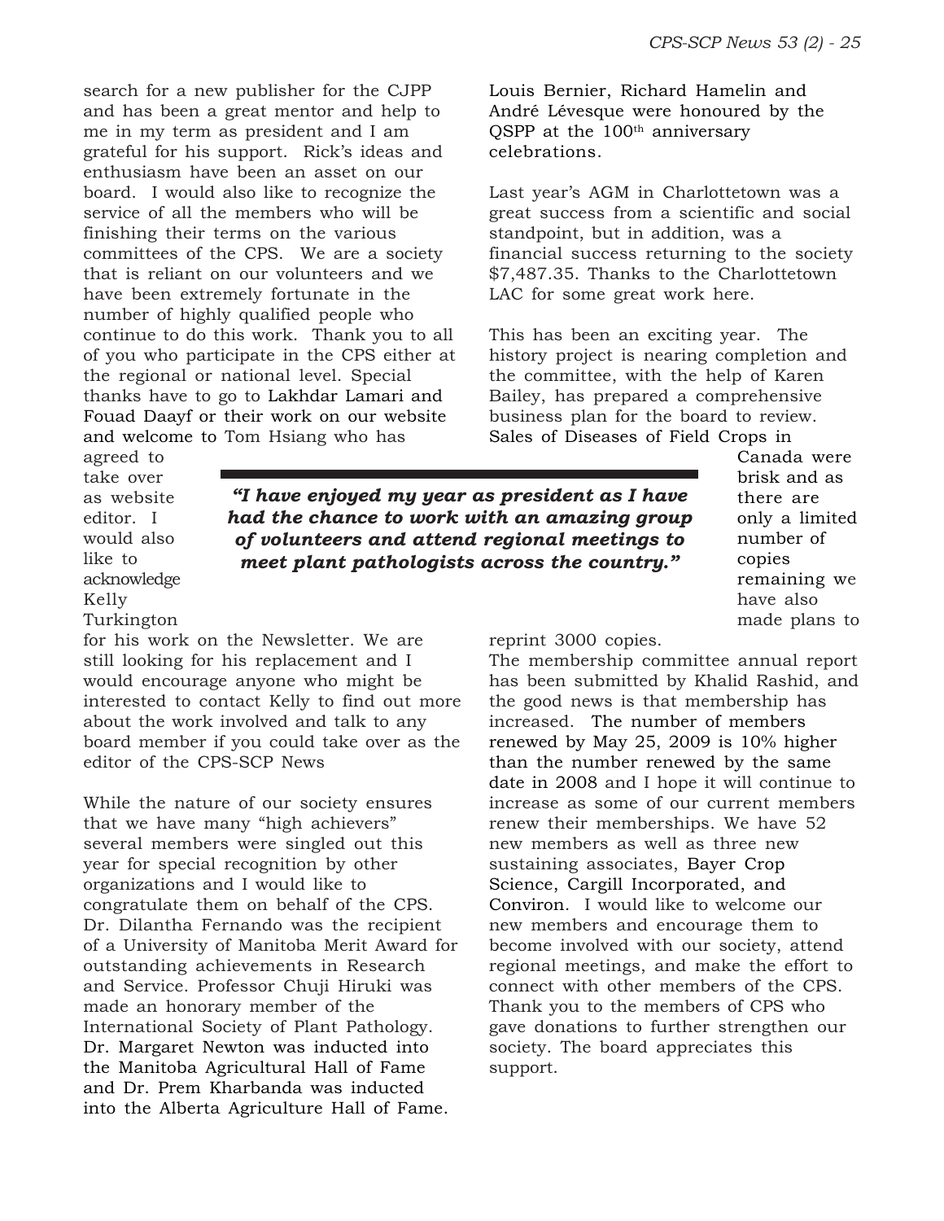search for a new publisher for the CJPP and has been a great mentor and help to me in my term as president and I am grateful for his support. Rick's ideas and enthusiasm have been an asset on our board. I would also like to recognize the service of all the members who will be finishing their terms on the various committees of the CPS. We are a society that is reliant on our volunteers and we have been extremely fortunate in the number of highly qualified people who continue to do this work. Thank you to all of you who participate in the CPS either at the regional or national level. Special thanks have to go to Lakhdar Lamari and Fouad Daayf or their work on our website and welcome to Tom Hsiang who has agreed to take over as website editor. I would also like to acknowledge Kelly Turkington for his work on the Newsletter. We are still looking for his replacement and I would encourage anyone who might be interested to contact Kelly to find out more about the work involved and talk to any board member if you could take over as the editor of the CPS-SCP News

While the nature of our society ensures that we have many "high achievers" several members were singled out this year for special recognition by other organizations and I would like to congratulate them on behalf of the CPS. Dr. Dilantha Fernando was the recipient of a University of Manitoba Merit Award for outstanding achievements in Research and Service. Professor Chuji Hiruki was made an honorary member of the International Society of Plant Pathology. Dr. Margaret Newton was inducted into the Manitoba Agricultural Hall of Fame and Dr. Prem Kharbanda was inducted into the Alberta Agriculture Hall of Fame. Louis Bernier, Richard Hamelin and André Lévesque were honoured by the QSPP at the 100th anniversary celebrations.

Last year's AGM in Charlottetown was a great success from a scientific and social standpoint, but in addition, was a financial success returning to the society $7,487.35. Thanks to the Charlottetown LAC for some great work here.

This has been an exciting year. The history project is nearing completion and the committee, with the help of Karen Bailey, has prepared a comprehensive business plan for the board to review. Sales of Diseases of Field Crops in Canada were brisk and as there are only a limited number of copies remaining we have also made plans to reprint 3000 copies.

> ***"I have enjoyed my year as president as I have had the chance to work with an amazing group of volunteers and attend regional meetings to meet plant pathologists across the country."***

The membership committee annual report has been submitted by Khalid Rashid, and the good news is that membership has increased. The number of members renewed by May 25, 2009 is 10% higher than the number renewed by the same date in 2008 and I hope it will continue to increase as some of our current members renew their memberships. We have 52 new members as well as three new sustaining associates, Bayer Crop Science, Cargill Incorporated, and Conviron. I would like to welcome our new members and encourage them to become involved with our society, attend regional meetings, and make the effort to connect with other members of the CPS. Thank you to the members of CPS who gave donations to further strengthen our society. The board appreciates this support.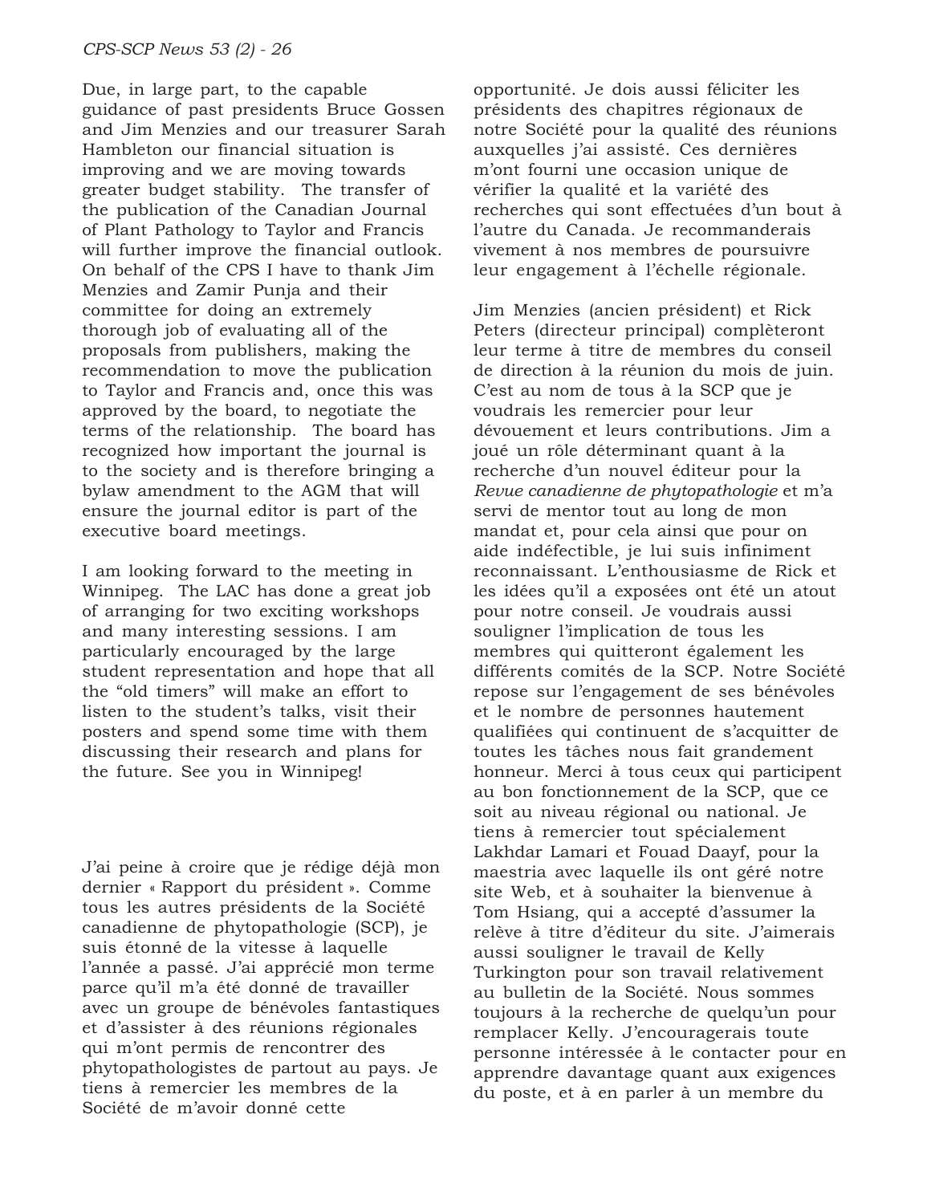Due, in large part, to the capable guidance of past presidents Bruce Gossen and Jim Menzies and our treasurer Sarah Hambleton our financial situation is improving and we are moving towards greater budget stability. The transfer of the publication of the Canadian Journal of Plant Pathology to Taylor and Francis will further improve the financial outlook. On behalf of the CPS I have to thank Jim Menzies and Zamir Punja and their committee for doing an extremely thorough job of evaluating all of the proposals from publishers, making the recommendation to move the publication to Taylor and Francis and, once this was approved by the board, to negotiate the terms of the relationship. The board has recognized how important the journal is to the society and is therefore bringing a bylaw amendment to the AGM that will ensure the journal editor is part of the executive board meetings.

I am looking forward to the meeting in Winnipeg. The LAC has done a great job of arranging for two exciting workshops and many interesting sessions. I am particularly encouraged by the large student representation and hope that all the "old timers" will make an effort to listen to the student's talks, visit their posters and spend some time with them discussing their research and plans for the future. See you in Winnipeg!

J'ai peine à croire que je rédige déjà mon dernier « Rapport du président ». Comme tous les autres présidents de la Société canadienne de phytopathologie (SCP), je suis étonné de la vitesse à laquelle l'année a passé. J'ai apprécié mon terme parce qu'il m'a été donné de travailler avec un groupe de bénévoles fantastiques et d'assister à des réunions régionales qui m'ont permis de rencontrer des phytopathologistes de partout au pays. Je tiens à remercier les membres de la Société de m'avoir donné cette opportunité. Je dois aussi féliciter les présidents des chapitres régionaux de notre Société pour la qualité des réunions auxquelles j'ai assisté. Ces dernières m'ont fourni une occasion unique de vérifier la qualité et la variété des recherches qui sont effectuées d'un bout à l'autre du Canada. Je recommanderais vivement à nos membres de poursuivre leur engagement à l'échelle régionale.

Jim Menzies (ancien président) et Rick Peters (directeur principal) complèteront leur terme à titre de membres du conseil de direction à la réunion du mois de juin. C'est au nom de tous à la SCP que je voudrais les remercier pour leur dévouement et leurs contributions. Jim a joué un rôle déterminant quant à la recherche d'un nouvel éditeur pour la *Revue canadienne de phytopathologie* et m'a servi de mentor tout au long de mon mandat et, pour cela ainsi que pour on aide indéfectible, je lui suis infiniment reconnaissant. L'enthousiasme de Rick et les idées qu'il a exposées ont été un atout pour notre conseil. Je voudrais aussi souligner l'implication de tous les membres qui quitteront également les différents comités de la SCP. Notre Société repose sur l'engagement de ses bénévoles et le nombre de personnes hautement qualifiées qui continuent de s'acquitter de toutes les tâches nous fait grandement honneur. Merci à tous ceux qui participent au bon fonctionnement de la SCP, que ce soit au niveau régional ou national. Je tiens à remercier tout spécialement Lakhdar Lamari et Fouad Daayf, pour la maestria avec laquelle ils ont géré notre site Web, et à souhaiter la bienvenue à Tom Hsiang, qui a accepté d'assumer la relève à titre d'éditeur du site. J'aimerais aussi souligner le travail de Kelly Turkington pour son travail relativement au bulletin de la Société. Nous sommes toujours à la recherche de quelqu'un pour remplacer Kelly. J'encouragerais toute personne intéressée à le contacter pour en apprendre davantage quant aux exigences du poste, et à en parler à un membre du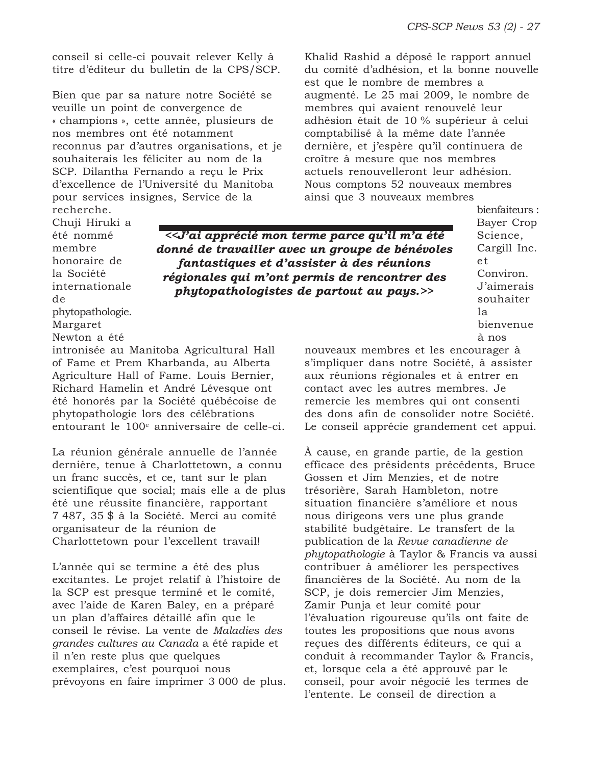conseil si celle-ci pouvait relever Kelly à titre d'éditeur du bulletin de la CPS/SCP.

Bien que par sa nature notre Société se veuille un point de convergence de « champions », cette année, plusieurs de nos membres ont été notamment reconnus par d'autres organisations, et je souhaiterais les féliciter au nom de la SCP. Dilantha Fernando a reçu le Prix d'excellence de l'Université du Manitoba pour services insignes, Service de la recherche. Chuji Hiruki a été nommé membre honoraire de la Société internationale de phytopathologie. Margaret Newton a été intronisée au Manitoba Agricultural Hall of Fame et Prem Kharbanda, au Alberta Agriculture Hall of Fame. Louis Bernier, Richard Hamelin et André Lévesque ont été honorés par la Société québécoise de phytopathologie lors des célébrations entourant le 100e anniversaire de celle-ci.

La réunion générale annuelle de l'année dernière, tenue à Charlottetown, a connu un franc succès, et ce, tant sur le plan scientifique que social; mais elle a de plus été une réussite financière, rapportant 7 487, 35 $ à la Société. Merci au comité organisateur de la réunion de Charlottetown pour l'excellent travail!

L'année qui se termine a été des plus excitantes. Le projet relatif à l'histoire de la SCP est presque terminé et le comité, avec l'aide de Karen Baley, en a préparé un plan d'affaires détaillé afin que le conseil le révise. La vente de *Maladies des grandes cultures au Canada* a été rapide et il n'en reste plus que quelques exemplaires, c'est pourquoi nous prévoyons en faire imprimer 3 000 de plus.

Khalid Rashid a déposé le rapport annuel du comité d'adhésion, et la bonne nouvelle est que le nombre de membres a augmenté. Le 25 mai 2009, le nombre de membres qui avaient renouvelé leur adhésion était de 10 % supérieur à celui comptabilisé à la même date l'année dernière, et j'espère qu'il continuera de croître à mesure que nos membres actuels renouvelleront leur adhésion. Nous comptons 52 nouveaux membres ainsi que 3 nouveaux membres bienfaiteurs : Bayer Crop Science, Cargill Inc. et Conviron. J'aimerais souhaiter la bienvenue à nos nouveaux membres et les encourager à s'impliquer dans notre Société, à assister aux réunions régionales et à entrer en contact avec les autres membres. Je remercie les membres qui ont consenti des dons afin de consolider notre Société. Le conseil apprécie grandement cet appui.

À cause, en grande partie, de la gestion efficace des présidents précédents, Bruce Gossen et Jim Menzies, et de notre trésorière, Sarah Hambleton, notre situation financière s'améliore et nous nous dirigeons vers une plus grande stabilité budgétaire. Le transfert de la publication de la *Revue canadienne de phytopathologie* à Taylor & Francis va aussi contribuer à améliorer les perspectives financières de la Société. Au nom de la SCP, je dois remercier Jim Menzies, Zamir Punja et leur comité pour l'évaluation rigoureuse qu'ils ont faite de toutes les propositions que nous avons reçues des différents éditeurs, ce qui a conduit à recommander Taylor & Francis, et, lorsque cela a été approuvé par le conseil, pour avoir négocié les termes de l'entente. Le conseil de direction a

> ***<<J'ai apprécié mon terme parce qu'il m'a été donné de travailler avec un groupe de bénévoles fantastiques et d'assister à des réunions régionales qui m'ont permis de rencontrer des phytopathologistes de partout au pays.>>***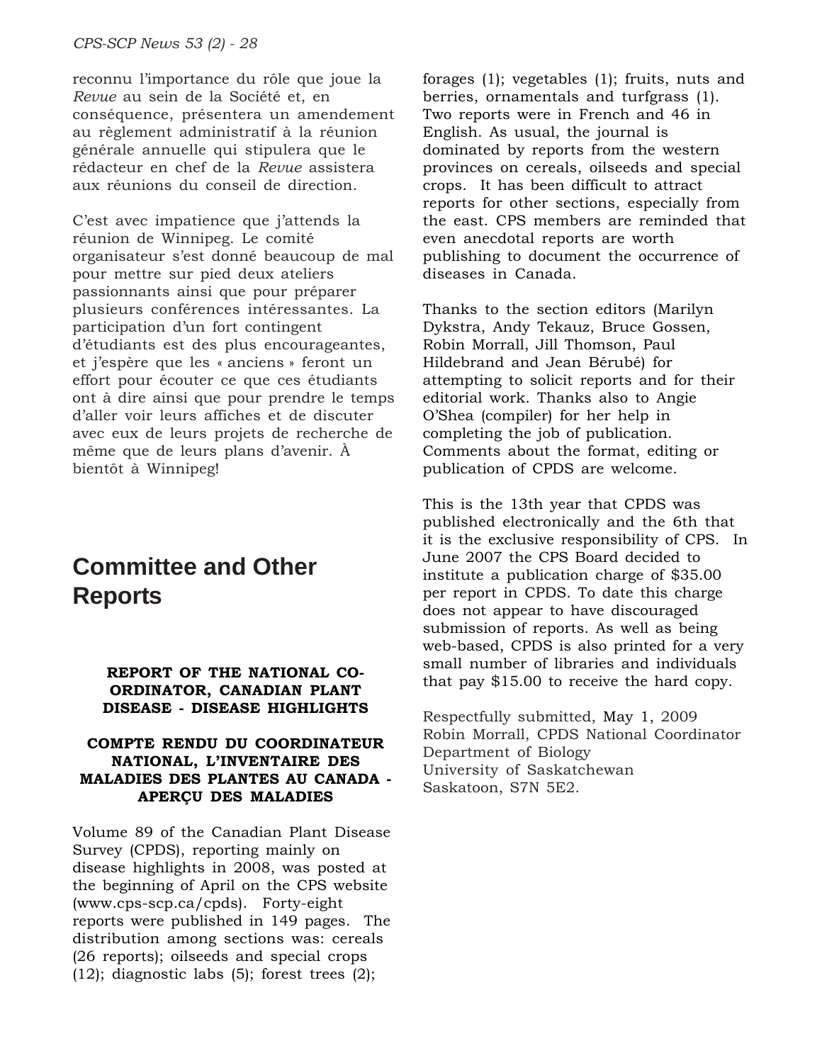reconnu l'importance du rôle que joue la *Revue* au sein de la Société et, en conséquence, présentera un amendement au règlement administratif à la réunion générale annuelle qui stipulera que le rédacteur en chef de la *Revue* assistera aux réunions du conseil de direction.

C'est avec impatience que j'attends la réunion de Winnipeg. Le comité organisateur s'est donné beaucoup de mal pour mettre sur pied deux ateliers passionnants ainsi que pour préparer plusieurs conférences intéressantes. La participation d'un fort contingent d'étudiants est des plus encourageantes, et j'espère que les « anciens » feront un effort pour écouter ce que ces étudiants ont à dire ainsi que pour prendre le temps d'aller voir leurs affiches et de discuter avec eux de leurs projets de recherche de même que de leurs plans d'avenir. À bientôt à Winnipeg!

# Committee and Other Reports

### REPORT OF THE NATIONAL CO-ORDINATOR, CANADIAN PLANT DISEASE - DISEASE HIGHLIGHTS

### COMPTE RENDU DU COORDINATEUR NATIONAL, L'INVENTAIRE DES MALADIES DES PLANTES AU CANADA - APERÇU DES MALADIES

Volume 89 of the Canadian Plant Disease Survey (CPDS), reporting mainly on disease highlights in 2008, was posted at the beginning of April on the CPS website (www.cps-scp.ca/cpds). Forty-eight reports were published in 149 pages. The distribution among sections was: cereals (26 reports); oilseeds and special crops (12); diagnostic labs (5); forest trees (2); forages (1); vegetables (1); fruits, nuts and berries, ornamentals and turfgrass (1). Two reports were in French and 46 in English. As usual, the journal is dominated by reports from the western provinces on cereals, oilseeds and special crops. It has been difficult to attract reports for other sections, especially from the east. CPS members are reminded that even anecdotal reports are worth publishing to document the occurrence of diseases in Canada.

Thanks to the section editors (Marilyn Dykstra, Andy Tekauz, Bruce Gossen, Robin Morrall, Jill Thomson, Paul Hildebrand and Jean Bérubé) for attempting to solicit reports and for their editorial work. Thanks also to Angie O'Shea (compiler) for her help in completing the job of publication. Comments about the format, editing or publication of CPDS are welcome.

This is the 13th year that CPDS was published electronically and the 6th that it is the exclusive responsibility of CPS. In June 2007 the CPS Board decided to institute a publication charge of $35.00 per report in CPDS. To date this charge does not appear to have discouraged submission of reports. As well as being web-based, CPDS is also printed for a very small number of libraries and individuals that pay $15.00 to receive the hard copy.

Respectfully submitted, May 1, 2009  
Robin Morrall, CPDS National Coordinator  
Department of Biology  
University of Saskatchewan  
Saskatoon, S7N 5E2.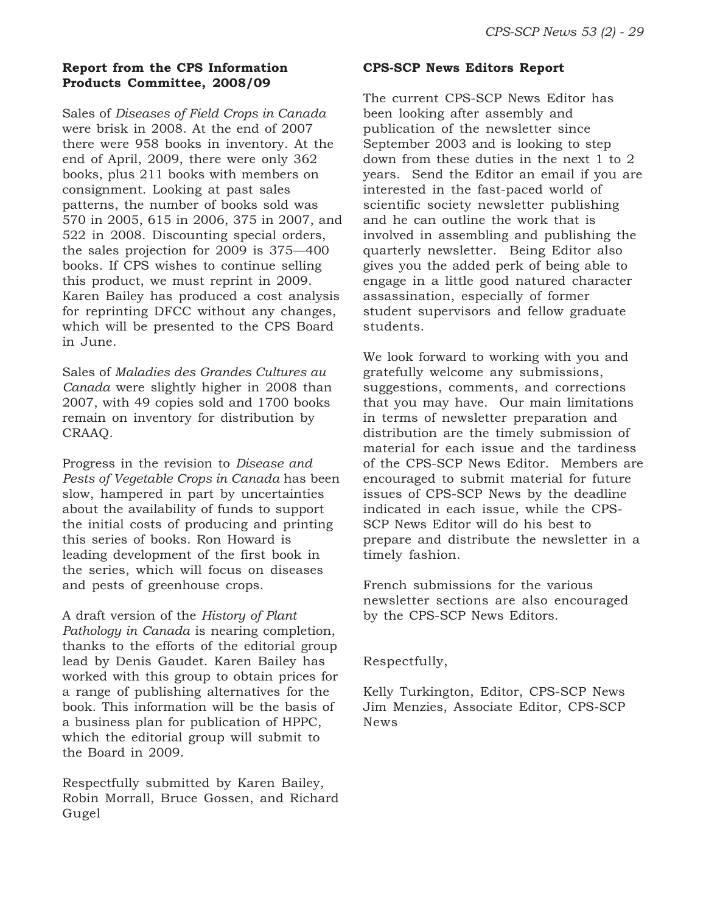**Report from the CPS Information Products Committee, 2008/09**

Sales of *Diseases of Field Crops in Canada* were brisk in 2008. At the end of 2007 there were 958 books in inventory. At the end of April, 2009, there were only 362 books, plus 211 books with members on consignment. Looking at past sales patterns, the number of books sold was 570 in 2005, 615 in 2006, 375 in 2007, and 522 in 2008. Discounting special orders, the sales projection for 2009 is 375—400 books. If CPS wishes to continue selling this product, we must reprint in 2009. Karen Bailey has produced a cost analysis for reprinting DFCC without any changes, which will be presented to the CPS Board in June.

Sales of *Maladies des Grandes Cultures au Canada* were slightly higher in 2008 than 2007, with 49 copies sold and 1700 books remain on inventory for distribution by CRAAQ.

Progress in the revision to *Disease and Pests of Vegetable Crops in Canada* has been slow, hampered in part by uncertainties about the availability of funds to support the initial costs of producing and printing this series of books. Ron Howard is leading development of the first book in the series, which will focus on diseases and pests of greenhouse crops.

A draft version of the *History of Plant Pathology in Canada* is nearing completion, thanks to the efforts of the editorial group lead by Denis Gaudet. Karen Bailey has worked with this group to obtain prices for a range of publishing alternatives for the book. This information will be the basis of a business plan for publication of HPPC, which the editorial group will submit to the Board in 2009.

Respectfully submitted by Karen Bailey, Robin Morrall, Bruce Gossen, and Richard Gugel

**CPS-SCP News Editors Report**

The current CPS-SCP News Editor has been looking after assembly and publication of the newsletter since September 2003 and is looking to step down from these duties in the next 1 to 2 years. Send the Editor an email if you are interested in the fast-paced world of scientific society newsletter publishing and he can outline the work that is involved in assembling and publishing the quarterly newsletter. Being Editor also gives you the added perk of being able to engage in a little good natured character assassination, especially of former student supervisors and fellow graduate students.

We look forward to working with you and gratefully welcome any submissions, suggestions, comments, and corrections that you may have. Our main limitations in terms of newsletter preparation and distribution are the timely submission of material for each issue and the tardiness of the CPS-SCP News Editor. Members are encouraged to submit material for future issues of CPS-SCP News by the deadline indicated in each issue, while the CPS-SCP News Editor will do his best to prepare and distribute the newsletter in a timely fashion.

French submissions for the various newsletter sections are also encouraged by the CPS-SCP News Editors.

Respectfully,

Kelly Turkington, Editor, CPS-SCP News
Jim Menzies, Associate Editor, CPS-SCP News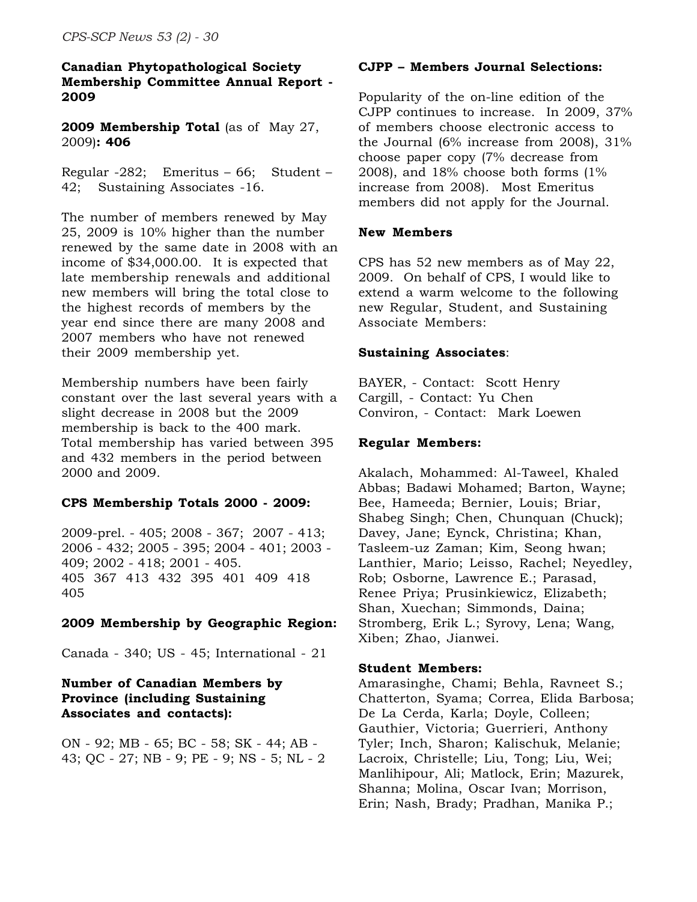**Canadian Phytopathological Society Membership Committee Annual Report - 2009**

**2009 Membership Total** (as of May 27, 2009)**: 406**

Regular -282; Emeritus – 66; Student – 42; Sustaining Associates -16.

The number of members renewed by May 25, 2009 is 10% higher than the number renewed by the same date in 2008 with an income of $34,000.00. It is expected that late membership renewals and additional new members will bring the total close to the highest records of members by the year end since there are many 2008 and 2007 members who have not renewed their 2009 membership yet.

Membership numbers have been fairly constant over the last several years with a slight decrease in 2008 but the 2009 membership is back to the 400 mark. Total membership has varied between 395 and 432 members in the period between 2000 and 2009.

**CPS Membership Totals 2000 - 2009:**

2009-prel. - 405; 2008 - 367; 2007 - 413; 2006 - 432; 2005 - 395; 2004 - 401; 2003 - 409; 2002 - 418; 2001 - 405.
405 367 413 432 395 401 409 418 405

**2009 Membership by Geographic Region:**

Canada - 340; US - 45; International - 21

**Number of Canadian Members by Province (including Sustaining Associates and contacts):**

ON - 92; MB - 65; BC - 58; SK - 44; AB - 43; QC - 27; NB - 9; PE - 9; NS - 5; NL - 2

**CJPP – Members Journal Selections:**

Popularity of the on-line edition of the CJPP continues to increase. In 2009, 37% of members choose electronic access to the Journal (6% increase from 2008), 31% choose paper copy (7% decrease from 2008), and 18% choose both forms (1% increase from 2008). Most Emeritus members did not apply for the Journal.

**New Members**

CPS has 52 new members as of May 22, 2009. On behalf of CPS, I would like to extend a warm welcome to the following new Regular, Student, and Sustaining Associate Members:

**Sustaining Associates**:

BAYER, - Contact: Scott Henry
Cargill, - Contact: Yu Chen
Conviron, - Contact: Mark Loewen

**Regular Members:**

Akalach, Mohammed: Al-Taweel, Khaled Abbas; Badawi Mohamed; Barton, Wayne; Bee, Hameeda; Bernier, Louis; Briar, Shabeg Singh; Chen, Chunquan (Chuck); Davey, Jane; Eynck, Christina; Khan, Tasleem-uz Zaman; Kim, Seong hwan; Lanthier, Mario; Leisso, Rachel; Neyedley, Rob; Osborne, Lawrence E.; Parasad, Renee Priya; Prusinkiewicz, Elizabeth; Shan, Xuechan; Simmonds, Daina; Stromberg, Erik L.; Syrovy, Lena; Wang, Xiben; Zhao, Jianwei.

**Student Members:**

Amarasinghe, Chami; Behla, Ravneet S.; Chatterton, Syama; Correa, Elida Barbosa; De La Cerda, Karla; Doyle, Colleen; Gauthier, Victoria; Guerrieri, Anthony Tyler; Inch, Sharon; Kalischuk, Melanie; Lacroix, Christelle; Liu, Tong; Liu, Wei; Manlihipour, Ali; Matlock, Erin; Mazurek, Shanna; Molina, Oscar Ivan; Morrison, Erin; Nash, Brady; Pradhan, Manika P.;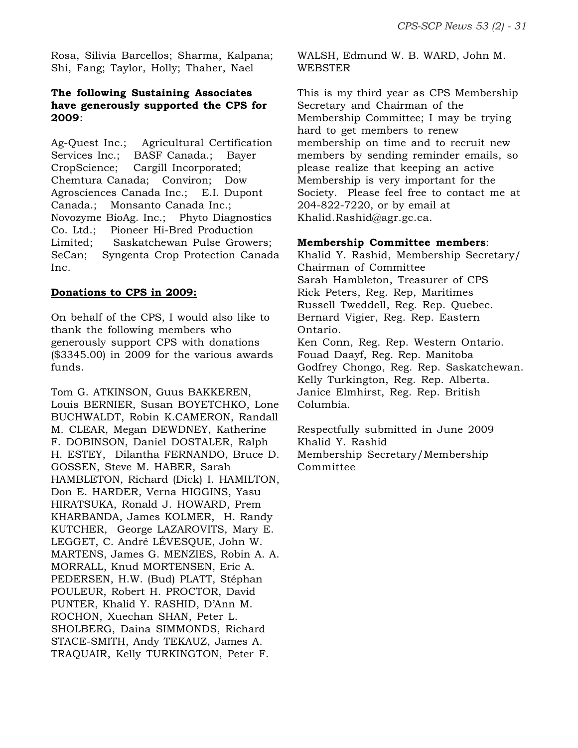Rosa, Silivia Barcellos; Sharma, Kalpana; Shi, Fang; Taylor, Holly; Thaher, Nael

**The following Sustaining Associates have generously supported the CPS for 2009**:

Ag-Quest Inc.; Agricultural Certification Services Inc.; BASF Canada.; Bayer CropScience; Cargill Incorporated; Chemtura Canada; Conviron; Dow Agrosciences Canada Inc.; E.I. Dupont Canada.; Monsanto Canada Inc.; Novozyme BioAg. Inc.; Phyto Diagnostics Co. Ltd.; Pioneer Hi-Bred Production Limited; Saskatchewan Pulse Growers; SeCan; Syngenta Crop Protection Canada Inc.

**Donations to CPS in 2009:**

On behalf of the CPS, I would also like to thank the following members who generously support CPS with donations ($3345.00) in 2009 for the various awards funds.

Tom G. ATKINSON, Guus BAKKEREN, Louis BERNIER, Susan BOYETCHKO, Lone BUCHWALDT, Robin K.CAMERON, Randall M. CLEAR, Megan DEWDNEY, Katherine F. DOBINSON, Daniel DOSTALER, Ralph H. ESTEY, Dilantha FERNANDO, Bruce D. GOSSEN, Steve M. HABER, Sarah HAMBLETON, Richard (Dick) I. HAMILTON, Don E. HARDER, Verna HIGGINS, Yasu HIRATSUKA, Ronald J. HOWARD, Prem KHARBANDA, James KOLMER, H. Randy KUTCHER, George LAZAROVITS, Mary E. LEGGET, C. André LÉVESQUE, John W. MARTENS, James G. MENZIES, Robin A. A. MORRALL, Knud MORTENSEN, Eric A. PEDERSEN, H.W. (Bud) PLATT, Stéphan POULEUR, Robert H. PROCTOR, David PUNTER, Khalid Y. RASHID, D'Ann M. ROCHON, Xuechan SHAN, Peter L. SHOLBERG, Daina SIMMONDS, Richard STACE-SMITH, Andy TEKAUZ, James A. TRAQUAIR, Kelly TURKINGTON, Peter F. WALSH, Edmund W. B. WARD, John M. WEBSTER

This is my third year as CPS Membership Secretary and Chairman of the Membership Committee; I may be trying hard to get members to renew membership on time and to recruit new members by sending reminder emails, so please realize that keeping an active Membership is very important for the Society. Please feel free to contact me at 204-822-7220, or by email at Khalid.Rashid@agr.gc.ca.

**Membership Committee members**:

Khalid Y. Rashid, Membership Secretary/ Chairman of Committee
Sarah Hambleton, Treasurer of CPS
Rick Peters, Reg. Rep, Maritimes
Russell Tweddell, Reg. Rep. Quebec.
Bernard Vigier, Reg. Rep. Eastern Ontario.
Ken Conn, Reg. Rep. Western Ontario.
Fouad Daayf, Reg. Rep. Manitoba
Godfrey Chongo, Reg. Rep. Saskatchewan.
Kelly Turkington, Reg. Rep. Alberta.
Janice Elmhirst, Reg. Rep. British Columbia.

Respectfully submitted in June 2009
Khalid Y. Rashid
Membership Secretary/Membership Committee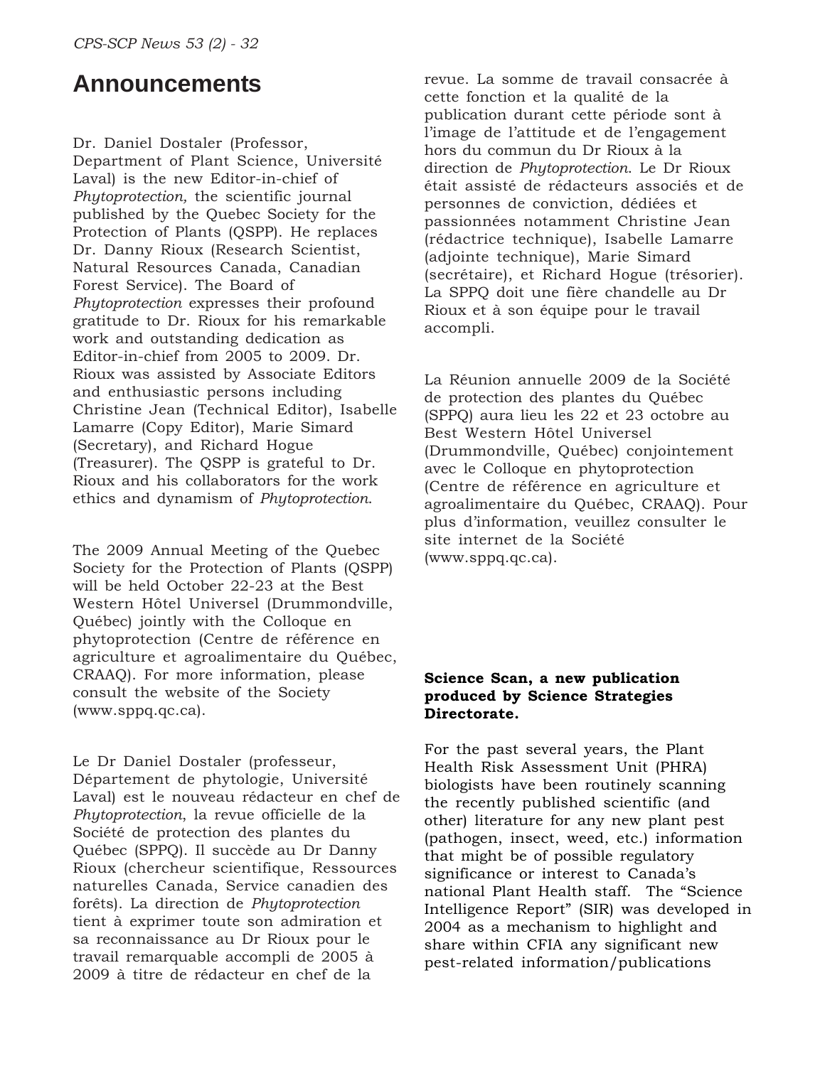# Announcements

Dr. Daniel Dostaler (Professor, Department of Plant Science, Université Laval) is the new Editor-in-chief of *Phytoprotection,* the scientific journal published by the Quebec Society for the Protection of Plants (QSPP). He replaces Dr. Danny Rioux (Research Scientist, Natural Resources Canada, Canadian Forest Service). The Board of *Phytoprotection* expresses their profound gratitude to Dr. Rioux for his remarkable work and outstanding dedication as Editor-in-chief from 2005 to 2009. Dr. Rioux was assisted by Associate Editors and enthusiastic persons including Christine Jean (Technical Editor), Isabelle Lamarre (Copy Editor), Marie Simard (Secretary), and Richard Hogue (Treasurer). The QSPP is grateful to Dr. Rioux and his collaborators for the work ethics and dynamism of *Phytoprotection*.

The 2009 Annual Meeting of the Quebec Society for the Protection of Plants (QSPP) will be held October 22-23 at the Best Western Hôtel Universel (Drummondville, Québec) jointly with the Colloque en phytoprotection (Centre de référence en agriculture et agroalimentaire du Québec, CRAAQ). For more information, please consult the website of the Society (www.sppq.qc.ca).

Le Dr Daniel Dostaler (professeur, Département de phytologie, Université Laval) est le nouveau rédacteur en chef de *Phytoprotection*, la revue officielle de la Société de protection des plantes du Québec (SPPQ). Il succède au Dr Danny Rioux (chercheur scientifique, Ressources naturelles Canada, Service canadien des forêts). La direction de *Phytoprotection* tient à exprimer toute son admiration et sa reconnaissance au Dr Rioux pour le travail remarquable accompli de 2005 à 2009 à titre de rédacteur en chef de la revue. La somme de travail consacrée à cette fonction et la qualité de la publication durant cette période sont à l'image de l'attitude et de l'engagement hors du commun du Dr Rioux à la direction de *Phytoprotection*. Le Dr Rioux était assisté de rédacteurs associés et de personnes de conviction, dédiées et passionnées notamment Christine Jean (rédactrice technique), Isabelle Lamarre (adjointe technique), Marie Simard (secrétaire), et Richard Hogue (trésorier). La SPPQ doit une fière chandelle au Dr Rioux et à son équipe pour le travail accompli.

La Réunion annuelle 2009 de la Société de protection des plantes du Québec (SPPQ) aura lieu les 22 et 23 octobre au Best Western Hôtel Universel (Drummondville, Québec) conjointement avec le Colloque en phytoprotection (Centre de référence en agriculture et agroalimentaire du Québec, CRAAQ). Pour plus d'information, veuillez consulter le site internet de la Société (www.sppq.qc.ca).

**Science Scan, a new publication produced by Science Strategies Directorate.**

For the past several years, the Plant Health Risk Assessment Unit (PHRA) biologists have been routinely scanning the recently published scientific (and other) literature for any new plant pest (pathogen, insect, weed, etc.) information that might be of possible regulatory significance or interest to Canada's national Plant Health staff. The "Science Intelligence Report" (SIR) was developed in 2004 as a mechanism to highlight and share within CFIA any significant new pest-related information/publications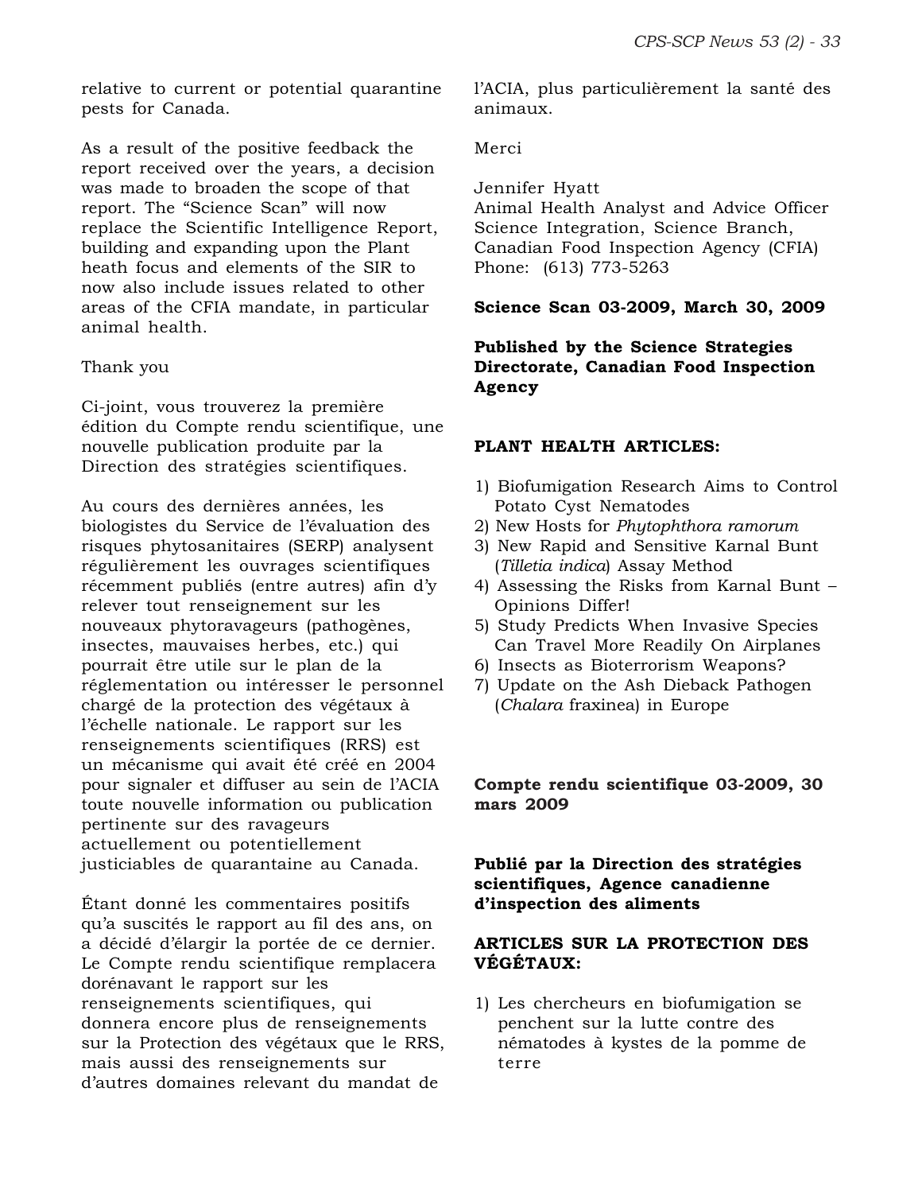relative to current or potential quarantine pests for Canada.

As a result of the positive feedback the report received over the years, a decision was made to broaden the scope of that report. The "Science Scan" will now replace the Scientific Intelligence Report, building and expanding upon the Plant heath focus and elements of the SIR to now also include issues related to other areas of the CFIA mandate, in particular animal health.

Thank you

Ci-joint, vous trouverez la première édition du Compte rendu scientifique, une nouvelle publication produite par la Direction des stratégies scientifiques.

Au cours des dernières années, les biologistes du Service de l'évaluation des risques phytosanitaires (SERP) analysent régulièrement les ouvrages scientifiques récemment publiés (entre autres) afin d'y relever tout renseignement sur les nouveaux phytoravageurs (pathogènes, insectes, mauvaises herbes, etc.) qui pourrait être utile sur le plan de la réglementation ou intéresser le personnel chargé de la protection des végétaux à l'échelle nationale. Le rapport sur les renseignements scientifiques (RRS) est un mécanisme qui avait été créé en 2004 pour signaler et diffuser au sein de l'ACIA toute nouvelle information ou publication pertinente sur des ravageurs actuellement ou potentiellement justiciables de quarantaine au Canada.

Étant donné les commentaires positifs qu'a suscités le rapport au fil des ans, on a décidé d'élargir la portée de ce dernier. Le Compte rendu scientifique remplacera dorénavant le rapport sur les renseignements scientifiques, qui donnera encore plus de renseignements sur la Protection des végétaux que le RRS, mais aussi des renseignements sur d'autres domaines relevant du mandat de l'ACIA, plus particulièrement la santé des animaux.

Merci

Jennifer Hyatt
Animal Health Analyst and Advice Officer
Science Integration, Science Branch,
Canadian Food Inspection Agency (CFIA)
Phone: (613) 773-5263

**Science Scan 03-2009, March 30, 2009**

**Published by the Science Strategies Directorate, Canadian Food Inspection Agency**

**PLANT HEALTH ARTICLES:**

1) Biofumigation Research Aims to Control Potato Cyst Nematodes
2) New Hosts for *Phytophthora ramorum*
3) New Rapid and Sensitive Karnal Bunt (*Tilletia indica*) Assay Method
4) Assessing the Risks from Karnal Bunt – Opinions Differ!
5) Study Predicts When Invasive Species Can Travel More Readily On Airplanes
6) Insects as Bioterrorism Weapons?
7) Update on the Ash Dieback Pathogen (*Chalara* fraxinea) in Europe

**Compte rendu scientifique 03-2009, 30 mars 2009**

**Publié par la Direction des stratégies scientifiques, Agence canadienne d'inspection des aliments**

**ARTICLES SUR LA PROTECTION DES VÉGÉTAUX:**

1) Les chercheurs en biofumigation se penchent sur la lutte contre des nématodes à kystes de la pomme de terre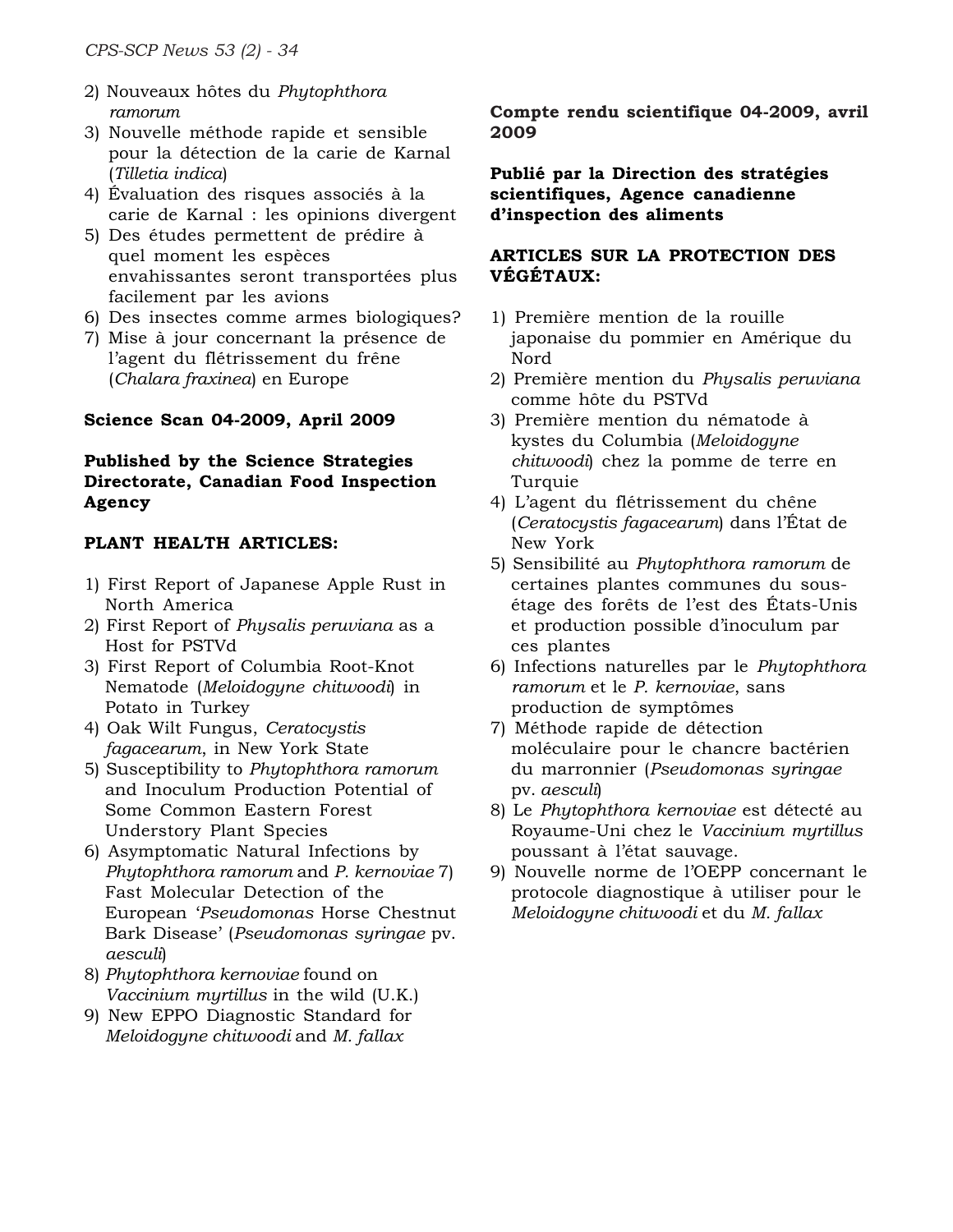2) Nouveaux hôtes du *Phytophthora ramorum*
3) Nouvelle méthode rapide et sensible pour la détection de la carie de Karnal (*Tilletia indica*)
4) Évaluation des risques associés à la carie de Karnal : les opinions divergent
5) Des études permettent de prédire à quel moment les espèces envahissantes seront transportées plus facilement par les avions
6) Des insectes comme armes biologiques?
7) Mise à jour concernant la présence de l'agent du flétrissement du frêne (*Chalara fraxinea*) en Europe

**Science Scan 04-2009, April 2009**

**Published by the Science Strategies Directorate, Canadian Food Inspection Agency**

**PLANT HEALTH ARTICLES:**

1) First Report of Japanese Apple Rust in North America
2) First Report of *Physalis peruviana* as a Host for PSTVd
3) First Report of Columbia Root-Knot Nematode (*Meloidogyne chitwoodi*) in Potato in Turkey
4) Oak Wilt Fungus, *Ceratocystis fagacearum*, in New York State
5) Susceptibility to *Phytophthora ramorum* and Inoculum Production Potential of Some Common Eastern Forest Understory Plant Species
6) Asymptomatic Natural Infections by *Phytophthora ramorum* and *P. kernoviae* 7) Fast Molecular Detection of the European '*Pseudomonas* Horse Chestnut Bark Disease' (*Pseudomonas syringae* pv. *aesculi*)
8) *Phytophthora kernoviae* found on *Vaccinium myrtillus* in the wild (U.K.)
9) New EPPO Diagnostic Standard for *Meloidogyne chitwoodi* and *M. fallax*

**Compte rendu scientifique 04-2009, avril 2009**

**Publié par la Direction des stratégies scientifiques, Agence canadienne d'inspection des aliments**

**ARTICLES SUR LA PROTECTION DES VÉGÉTAUX:**

1) Première mention de la rouille japonaise du pommier en Amérique du Nord
2) Première mention du *Physalis peruviana* comme hôte du PSTVd
3) Première mention du nématode à kystes du Columbia (*Meloidogyne chitwoodi*) chez la pomme de terre en Turquie
4) L'agent du flétrissement du chêne (*Ceratocystis fagacearum*) dans l'État de New York
5) Sensibilité au *Phytophthora ramorum* de certaines plantes communes du sous-étage des forêts de l'est des États-Unis et production possible d'inoculum par ces plantes
6) Infections naturelles par le *Phytophthora ramorum* et le *P. kernoviae*, sans production de symptômes
7) Méthode rapide de détection moléculaire pour le chancre bactérien du marronnier (*Pseudomonas syringae* pv. *aesculi*)
8) Le *Phytophthora kernoviae* est détecté au Royaume-Uni chez le *Vaccinium myrtillus* poussant à l'état sauvage.
9) Nouvelle norme de l'OEPP concernant le protocole diagnostique à utiliser pour le *Meloidogyne chitwoodi* et du *M. fallax*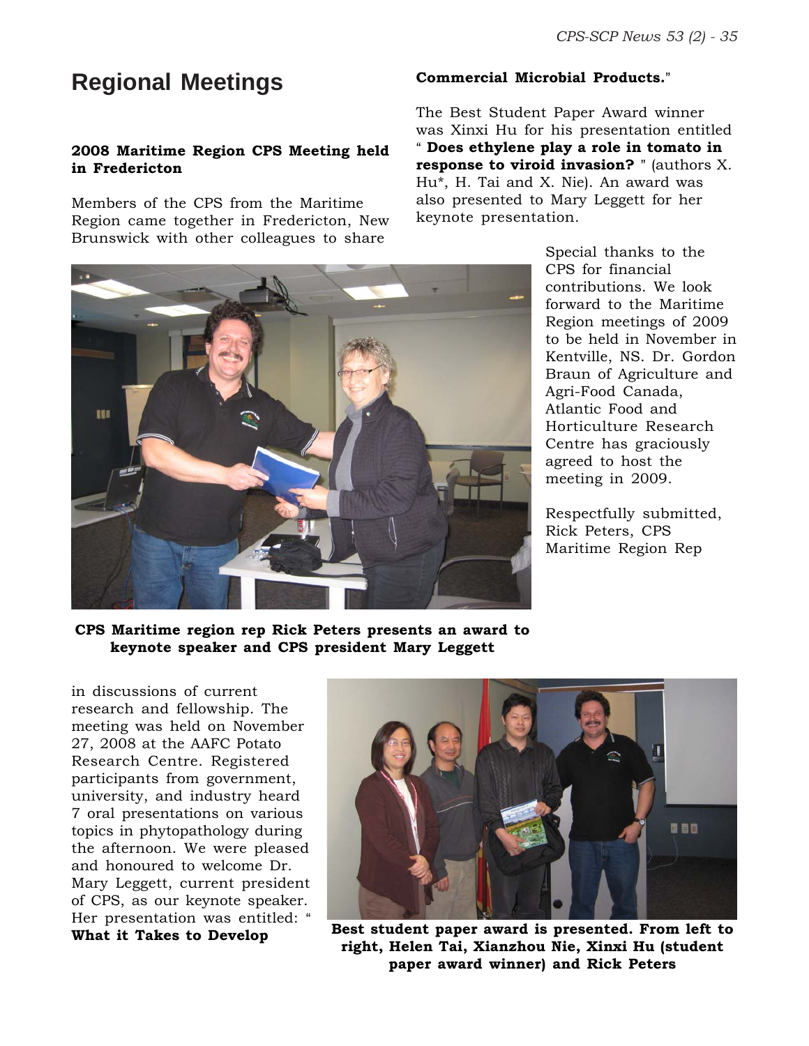# Regional Meetings

### 2008 Maritime Region CPS Meeting held in Fredericton

Members of the CPS from the Maritime Region came together in Fredericton, New Brunswick with other colleagues to share in discussions of current research and fellowship. The meeting was held on November 27, 2008 at the AAFC Potato Research Centre. Registered participants from government, university, and industry heard 7 oral presentations on various topics in phytopathology during the afternoon. We were pleased and honoured to welcome Dr. Mary Leggett, current president of CPS, as our keynote speaker. Her presentation was entitled: " **What it Takes to Develop Commercial Microbial Products.**"

The Best Student Paper Award winner was Xinxi Hu for his presentation entitled " **Does ethylene play a role in tomato in response to viroid invasion?** " (authors X. Hu*, H. Tai and X. Nie). An award was also presented to Mary Leggett for her keynote presentation.

Special thanks to the CPS for financial contributions. We look forward to the Maritime Region meetings of 2009 to be held in November in Kentville, NS. Dr. Gordon Braun of Agriculture and Agri-Food Canada, Atlantic Food and Horticulture Research Centre has graciously agreed to host the meeting in 2009.

Respectfully submitted,
Rick Peters, CPS Maritime Region Rep

**CPS Maritime region rep Rick Peters presents an award to keynote speaker and CPS president Mary Leggett**

**Best student paper award is presented. From left to right, Helen Tai, Xianzhou Nie, Xinxi Hu (student paper award winner) and Rick Peters**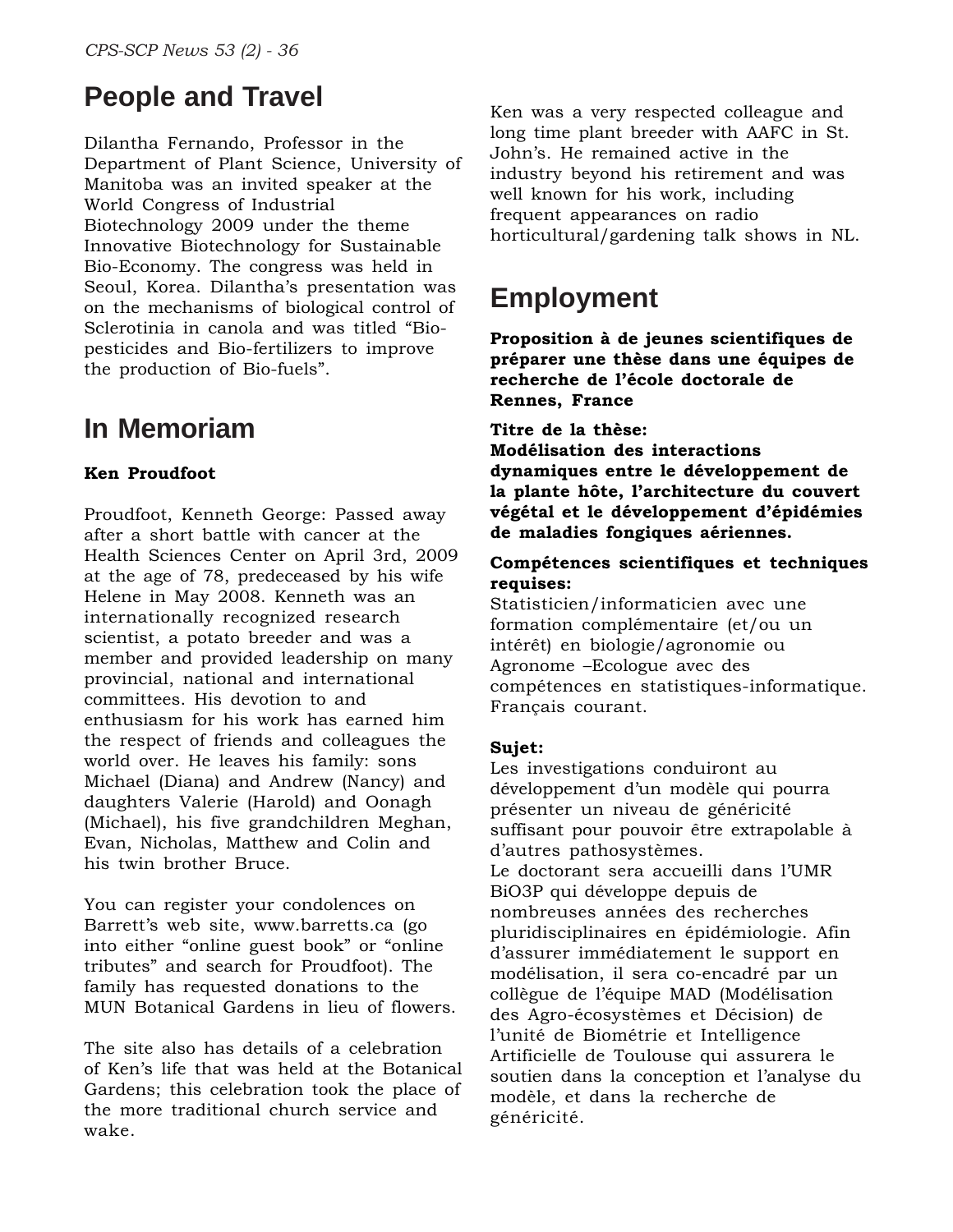# People and Travel

Dilantha Fernando, Professor in the Department of Plant Science, University of Manitoba was an invited speaker at the World Congress of Industrial Biotechnology 2009 under the theme Innovative Biotechnology for Sustainable Bio-Economy. The congress was held in Seoul, Korea. Dilantha's presentation was on the mechanisms of biological control of Sclerotinia in canola and was titled "Bio-pesticides and Bio-fertilizers to improve the production of Bio-fuels".

# In Memoriam

**Ken Proudfoot**

Proudfoot, Kenneth George: Passed away after a short battle with cancer at the Health Sciences Center on April 3rd, 2009 at the age of 78, predeceased by his wife Helene in May 2008. Kenneth was an internationally recognized research scientist, a potato breeder and was a member and provided leadership on many provincial, national and international committees. His devotion to and enthusiasm for his work has earned him the respect of friends and colleagues the world over. He leaves his family: sons Michael (Diana) and Andrew (Nancy) and daughters Valerie (Harold) and Oonagh (Michael), his five grandchildren Meghan, Evan, Nicholas, Matthew and Colin and his twin brother Bruce.

You can register your condolences on Barrett's web site, www.barretts.ca (go into either "online guest book" or "online tributes" and search for Proudfoot). The family has requested donations to the MUN Botanical Gardens in lieu of flowers.

The site also has details of a celebration of Ken's life that was held at the Botanical Gardens; this celebration took the place of the more traditional church service and wake.

Ken was a very respected colleague and long time plant breeder with AAFC in St. John's. He remained active in the industry beyond his retirement and was well known for his work, including frequent appearances on radio horticultural/gardening talk shows in NL.

# Employment

**Proposition à de jeunes scientifiques de préparer une thèse dans une équipes de recherche de l'école doctorale de Rennes, France**

**Titre de la thèse:**
**Modélisation des interactions dynamiques entre le développement de la plante hôte, l'architecture du couvert végétal et le développement d'épidémies de maladies fongiques aériennes.**

**Compétences scientifiques et techniques requises:**
Statisticien/informaticien avec une formation complémentaire (et/ou un intérêt) en biologie/agronomie ou Agronome –Ecologue avec des compétences en statistiques-informatique. Français courant.

**Sujet:**
Les investigations conduiront au développement d'un modèle qui pourra présenter un niveau de généricité suffisant pour pouvoir être extrapolable à d'autres pathosystèmes.
Le doctorant sera accueilli dans l'UMR BiO3P qui développe depuis de nombreuses années des recherches pluridisciplinaires en épidémiologie. Afin d'assurer immédiatement le support en modélisation, il sera co-encadré par un collègue de l'équipe MAD (Modélisation des Agro-écosystèmes et Décision) de l'unité de Biométrie et Intelligence Artificielle de Toulouse qui assurera le soutien dans la conception et l'analyse du modèle, et dans la recherche de généricité.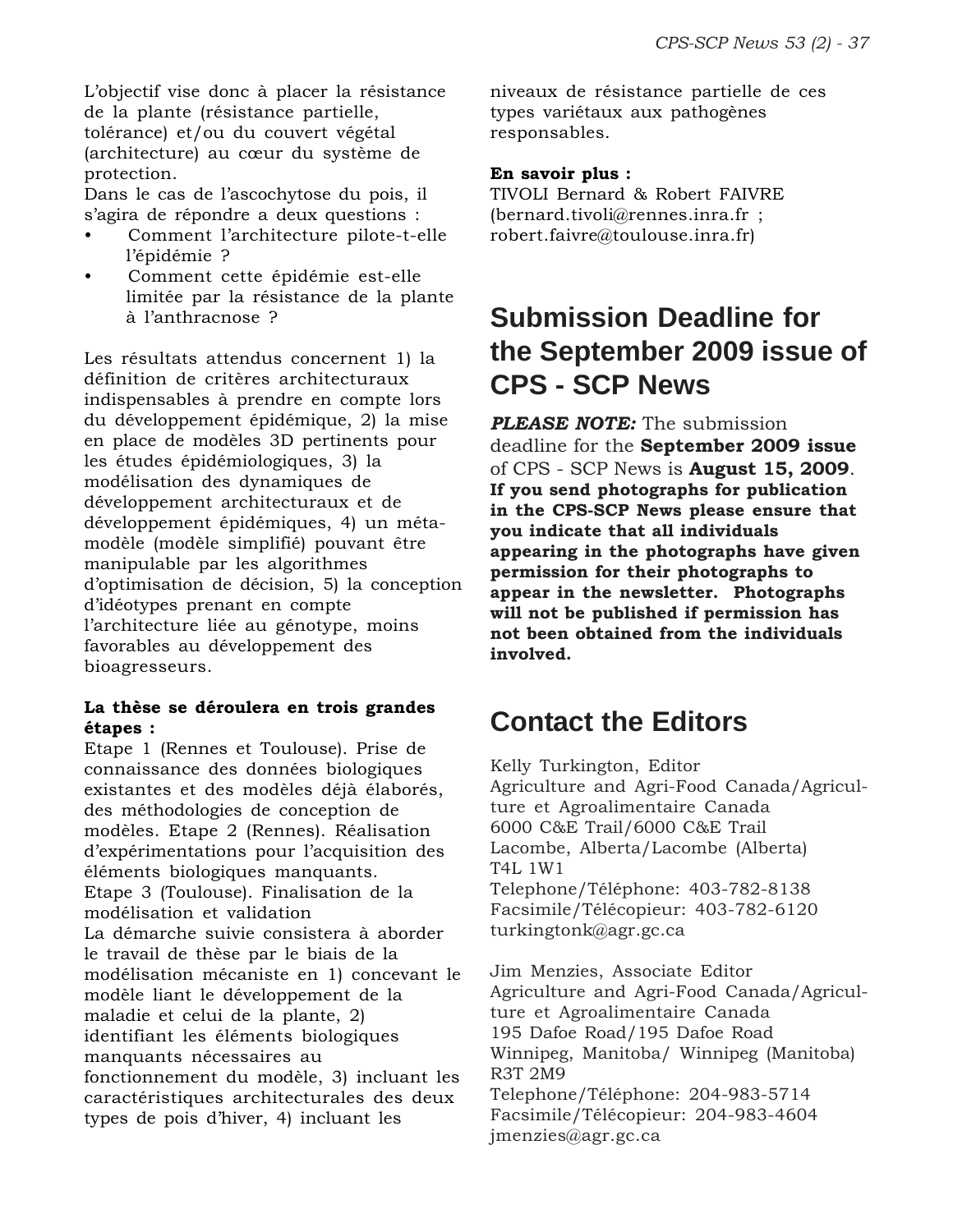L'objectif vise donc à placer la résistance de la plante (résistance partielle, tolérance) et/ou du couvert végétal (architecture) au cœur du système de protection.

Dans le cas de l'ascochytose du pois, il s'agira de répondre a deux questions :

- Comment l'architecture pilote-t-elle l'épidémie ?
- Comment cette épidémie est-elle limitée par la résistance de la plante à l'anthracnose ?

Les résultats attendus concernent 1) la définition de critères architecturaux indispensables à prendre en compte lors du développement épidémique, 2) la mise en place de modèles 3D pertinents pour les études épidémiologiques, 3) la modélisation des dynamiques de développement architecturaux et de développement épidémiques, 4) un méta-modèle (modèle simplifié) pouvant être manipulable par les algorithmes d'optimisation de décision, 5) la conception d'idéotypes prenant en compte l'architecture liée au génotype, moins favorables au développement des bioagresseurs.

**La thèse se déroulera en trois grandes étapes :**

Etape 1 (Rennes et Toulouse). Prise de connaissance des données biologiques existantes et des modèles déjà élaborés, des méthodologies de conception de modèles. Etape 2 (Rennes). Réalisation d'expérimentations pour l'acquisition des éléments biologiques manquants.

Etape 3 (Toulouse). Finalisation de la modélisation et validation

La démarche suivie consistera à aborder le travail de thèse par le biais de la modélisation mécaniste en 1) concevant le modèle liant le développement de la maladie et celui de la plante, 2) identifiant les éléments biologiques manquants nécessaires au fonctionnement du modèle, 3) incluant les caractéristiques architecturales des deux types de pois d'hiver, 4) incluant les niveaux de résistance partielle de ces types variétaux aux pathogènes responsables.

**En savoir plus :**

TIVOLI Bernard & Robert FAIVRE (bernard.tivoli@rennes.inra.fr ; robert.faivre@toulouse.inra.fr)

# Submission Deadline for the September 2009 issue of CPS - SCP News

***PLEASE NOTE:*** The submission deadline for the **September 2009 issue** of CPS - SCP News is **August 15, 2009**. **If you send photographs for publication in the CPS-SCP News please ensure that you indicate that all individuals appearing in the photographs have given permission for their photographs to appear in the newsletter. Photographs will not be published if permission has not been obtained from the individuals involved.**

# Contact the Editors

Kelly Turkington, Editor
Agriculture and Agri-Food Canada/Agriculture et Agroalimentaire Canada
6000 C&E Trail/6000 C&E Trail
Lacombe, Alberta/Lacombe (Alberta)
T4L 1W1
Telephone/Téléphone: 403-782-8138
Facsimile/Télécopieur: 403-782-6120
turkingtonk@agr.gc.ca

Jim Menzies, Associate Editor
Agriculture and Agri-Food Canada/Agriculture et Agroalimentaire Canada
195 Dafoe Road/195 Dafoe Road
Winnipeg, Manitoba/ Winnipeg (Manitoba)
R3T 2M9
Telephone/Téléphone: 204-983-5714
Facsimile/Télécopieur: 204-983-4604
jmenzies@agr.gc.ca